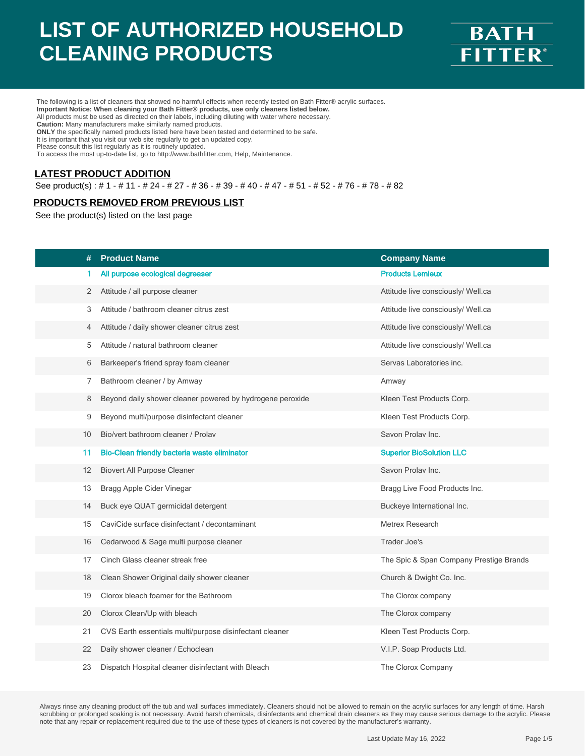# LIST OF AUTHORIZED HOUSEHOLD CLEANING PRODUCTS

BATH FITTER®

The following is a list of cleaners that showed no harmful effects when recently tested on Bath Fitter® acrylic surfaces.
**Important Notice: When cleaning your Bath Fitter® products, use only cleaners listed below.**
All products must be used as directed on their labels, including diluting with water where necessary.
**Caution:** Many manufacturers make similarly named products.
**ONLY** the specifically named products listed here have been tested and determined to be safe.
It is important that you visit our web site regularly to get an updated copy.
Please consult this list regularly as it is routinely updated.
To access the most up-to-date list, go to http://www.bathfitter.com, Help, Maintenance.

## LATEST PRODUCT ADDITION

See product(s) : # 1 - # 11 - # 24 - # 27 - # 36 - # 39 - # 40 - # 47 - # 51 - # 52 - # 76 - # 78 - # 82

## PRODUCTS REMOVED FROM PREVIOUS LIST

See the product(s) listed on the last page

| # | Product Name | Company Name |
|---|---|---|
| 1 | All purpose ecological degreaser | Products Lemieux |
| 2 | Attitude / all purpose cleaner | Attitude live consciously/ Well.ca |
| 3 | Attitude / bathroom cleaner citrus zest | Attitude live consciously/ Well.ca |
| 4 | Attitude / daily shower cleaner citrus zest | Attitude live consciously/ Well.ca |
| 5 | Attitude / natural bathroom cleaner | Attitude live consciously/ Well.ca |
| 6 | Barkeeper's friend spray foam cleaner | Servas Laboratories inc. |
| 7 | Bathroom cleaner / by Amway | Amway |
| 8 | Beyond daily shower cleaner powered by hydrogene peroxide | Kleen Test Products Corp. |
| 9 | Beyond multi/purpose disinfectant cleaner | Kleen Test Products Corp. |
| 10 | Bio/vert bathroom cleaner / Prolav | Savon Prolav Inc. |
| 11 | Bio-Clean friendly bacteria waste eliminator | Superior BioSolution LLC |
| 12 | Biovert All Purpose Cleaner | Savon Prolav Inc. |
| 13 | Bragg Apple Cider Vinegar | Bragg Live Food Products Inc. |
| 14 | Buck eye QUAT germicidal detergent | Buckeye International Inc. |
| 15 | CaviCide surface disinfectant / decontaminant | Metrex Research |
| 16 | Cedarwood & Sage multi purpose cleaner | Trader Joe's |
| 17 | Cinch Glass cleaner streak free | The Spic & Span Company Prestige Brands |
| 18 | Clean Shower Original daily shower cleaner | Church & Dwight Co. Inc. |
| 19 | Clorox bleach foamer for the Bathroom | The Clorox company |
| 20 | Clorox Clean/Up with bleach | The Clorox company |
| 21 | CVS Earth essentials multi/purpose disinfectant cleaner | Kleen Test Products Corp. |
| 22 | Daily shower cleaner / Echoclean | V.I.P. Soap Products Ltd. |
| 23 | Dispatch Hospital cleaner disinfectant with Bleach | The Clorox Company |

Always rinse any cleaning product off the tub and wall surfaces immediately. Cleaners should not be allowed to remain on the acrylic surfaces for any length of time. Harsh scrubbing or prolonged soaking is not necessary. Avoid harsh chemicals, disinfectants and chemical drain cleaners as they may cause serious damage to the acrylic. Please note that any repair or replacement required due to the use of these types of cleaners is not covered by the manufacturer's warranty.

Last Update May 16, 2022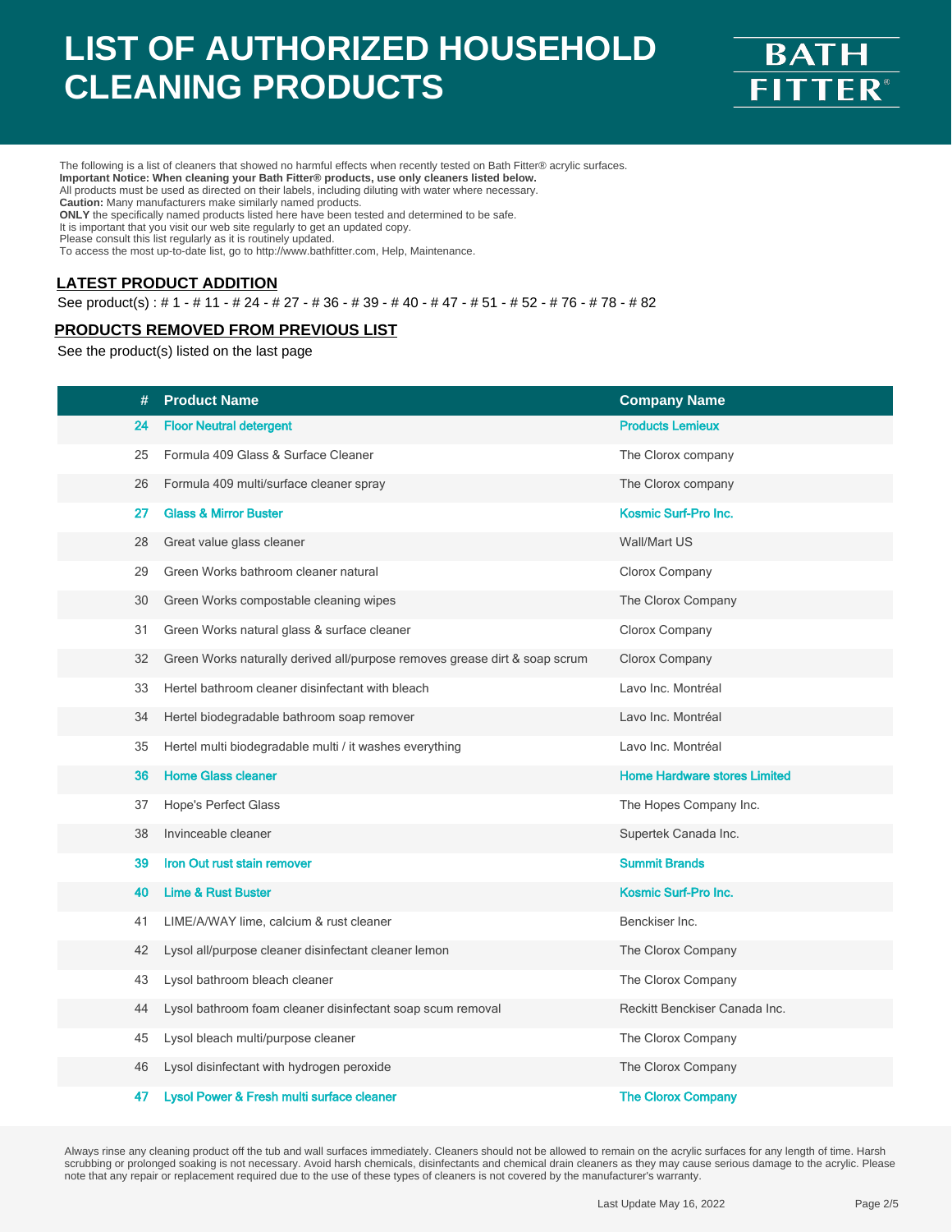# LIST OF AUTHORIZED HOUSEHOLD CLEANING PRODUCTS

BATH FITTER®

The following is a list of cleaners that showed no harmful effects when recently tested on Bath Fitter® acrylic surfaces.
**Important Notice: When cleaning your Bath Fitter® products, use only cleaners listed below.**
All products must be used as directed on their labels, including diluting with water where necessary.
**Caution:** Many manufacturers make similarly named products.
**ONLY** the specifically named products listed here have been tested and determined to be safe.
It is important that you visit our web site regularly to get an updated copy.
Please consult this list regularly as it is routinely updated.
To access the most up-to-date list, go to http://www.bathfitter.com, Help, Maintenance.

## LATEST PRODUCT ADDITION

See product(s) : # 1 - # 11 - # 24 - # 27 - # 36 - # 39 - # 40 - # 47 - # 51 - # 52 - # 76 - # 78 - # 82

## PRODUCTS REMOVED FROM PREVIOUS LIST

See the product(s) listed on the last page

| # | Product Name | Company Name |
|---|---|---|
| **24** | **Floor Neutral detergent** | **Products Lemieux** |
| 25 | Formula 409 Glass & Surface Cleaner | The Clorox company |
| 26 | Formula 409 multi/surface cleaner spray | The Clorox company |
| **27** | **Glass & Mirror Buster** | **Kosmic Surf-Pro Inc.** |
| 28 | Great value glass cleaner | Wall/Mart US |
| 29 | Green Works bathroom cleaner natural | Clorox Company |
| 30 | Green Works compostable cleaning wipes | The Clorox Company |
| 31 | Green Works natural glass & surface cleaner | Clorox Company |
| 32 | Green Works naturally derived all/purpose removes grease dirt & soap scrum | Clorox Company |
| 33 | Hertel bathroom cleaner disinfectant with bleach | Lavo Inc. Montréal |
| 34 | Hertel biodegradable bathroom soap remover | Lavo Inc. Montréal |
| 35 | Hertel multi biodegradable multi / it washes everything | Lavo Inc. Montréal |
| **36** | **Home Glass cleaner** | **Home Hardware stores Limited** |
| 37 | Hope's Perfect Glass | The Hopes Company Inc. |
| 38 | Invinceable cleaner | Supertek Canada Inc. |
| **39** | **Iron Out rust stain remover** | **Summit Brands** |
| **40** | **Lime & Rust Buster** | **Kosmic Surf-Pro Inc.** |
| 41 | LIME/A/WAY lime, calcium & rust cleaner | Benckiser Inc. |
| 42 | Lysol all/purpose cleaner disinfectant cleaner lemon | The Clorox Company |
| 43 | Lysol bathroom bleach cleaner | The Clorox Company |
| 44 | Lysol bathroom foam cleaner disinfectant soap scum removal | Reckitt Benckiser Canada Inc. |
| 45 | Lysol bleach multi/purpose cleaner | The Clorox Company |
| 46 | Lysol disinfectant with hydrogen peroxide | The Clorox Company |
| **47** | **Lysol Power & Fresh multi surface cleaner** | **The Clorox Company** |

Always rinse any cleaning product off the tub and wall surfaces immediately. Cleaners should not be allowed to remain on the acrylic surfaces for any length of time. Harsh scrubbing or prolonged soaking is not necessary. Avoid harsh chemicals, disinfectants and chemical drain cleaners as they may cause serious damage to the acrylic. Please note that any repair or replacement required due to the use of these types of cleaners is not covered by the manufacturer's warranty.

Last Update May 16, 2022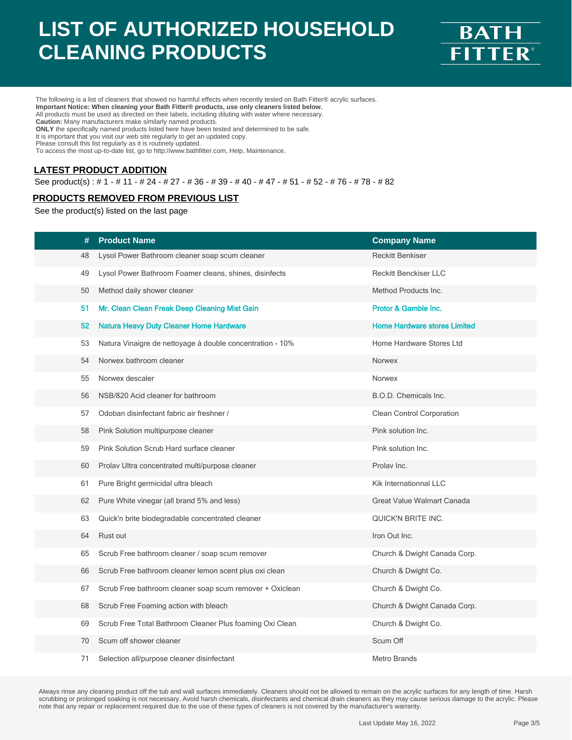# LIST OF AUTHORIZED HOUSEHOLD CLEANING PRODUCTS

BATH FITTER®

The following is a list of cleaners that showed no harmful effects when recently tested on Bath Fitter® acrylic surfaces.
**Important Notice: When cleaning your Bath Fitter® products, use only cleaners listed below.**
All products must be used as directed on their labels, including diluting with water where necessary.
**Caution:** Many manufacturers make similarly named products.
**ONLY** the specifically named products listed here have been tested and determined to be safe.
It is important that you visit our web site regularly to get an updated copy.
Please consult this list regularly as it is routinely updated.
To access the most up-to-date list, go to http://www.bathfitter.com, Help, Maintenance.

## LATEST PRODUCT ADDITION

See product(s) : # 1 - # 11 - # 24 - # 27 - # 36 - # 39 - # 40 - # 47 - # 51 - # 52 - # 76 - # 78 - # 82

## PRODUCTS REMOVED FROM PREVIOUS LIST

See the product(s) listed on the last page

| # | Product Name | Company Name |
|---|---|---|
| 48 | Lysol Power Bathroom cleaner soap scum cleaner | Reckitt Benkiser |
| 49 | Lysol Power Bathroom Foamer cleans, shines, disinfects | Reckitt Benckiser LLC |
| 50 | Method daily shower cleaner | Method Products Inc. |
| 51 | Mr. Clean Clean Freak Deep Cleaning Mist Gain | Protor & Gamble Inc. |
| 52 | Natura Heavy Duty Cleaner Home Hardware | Home Hardware stores Limited |
| 53 | Natura Vinaigre de nettoyage à double concentration - 10% | Home Hardware Stores Ltd |
| 54 | Norwex bathroom cleaner | Norwex |
| 55 | Norwex descaler | Norwex |
| 56 | NSB/820 Acid cleaner for bathroom | B.O.D. Chemicals Inc. |
| 57 | Odoban disinfectant fabric air freshner / | Clean Control Corporation |
| 58 | Pink Solution multipurpose cleaner | Pink solution Inc. |
| 59 | Pink Solution Scrub Hard surface cleaner | Pink solution Inc. |
| 60 | Prolav Ultra concentrated multi/purpose cleaner | Prolav Inc. |
| 61 | Pure Bright germicidal ultra bleach | Kik Internationnal LLC |
| 62 | Pure White vinegar (all brand 5% and less) | Great Value Walmart Canada |
| 63 | Quick'n brite biodegradable concentrated cleaner | QUICK'N BRITE INC. |
| 64 | Rust out | Iron Out Inc. |
| 65 | Scrub Free bathroom cleaner / soap scum remover | Church & Dwight Canada Corp. |
| 66 | Scrub Free bathroom cleaner lemon scent plus oxi clean | Church & Dwight Co. |
| 67 | Scrub Free bathroom cleaner soap scum remover + Oxiclean | Church & Dwight Co. |
| 68 | Scrub Free Foaming action with bleach | Church & Dwight Canada Corp. |
| 69 | Scrub Free Total Bathroom Cleaner Plus foaming Oxi Clean | Church & Dwight Co. |
| 70 | Scum off shower cleaner | Scum Off |
| 71 | Selection all/purpose cleaner disinfectant | Metro Brands |

Always rinse any cleaning product off the tub and wall surfaces immediately. Cleaners should not be allowed to remain on the acrylic surfaces for any length of time. Harsh scrubbing or prolonged soaking is not necessary. Avoid harsh chemicals, disinfectants and chemical drain cleaners as they may cause serious damage to the acrylic. Please note that any repair or replacement required due to the use of these types of cleaners is not covered by the manufacturer's warranty.

Last Update May 16, 2022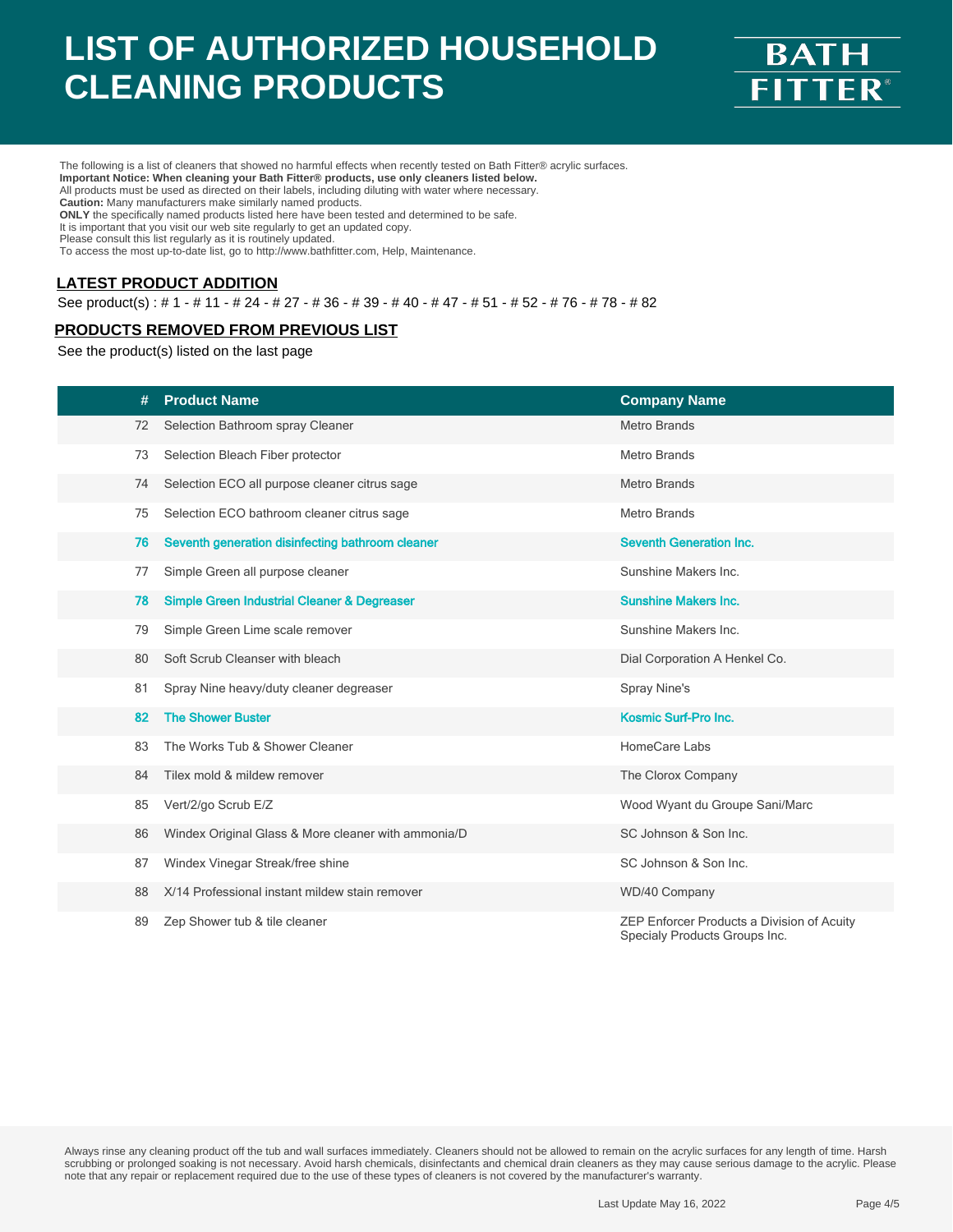# LIST OF AUTHORIZED HOUSEHOLD CLEANING PRODUCTS

BATH FITTER®

The following is a list of cleaners that showed no harmful effects when recently tested on Bath Fitter® acrylic surfaces.
**Important Notice: When cleaning your Bath Fitter® products, use only cleaners listed below.**
All products must be used as directed on their labels, including diluting with water where necessary.
**Caution:** Many manufacturers make similarly named products.
**ONLY** the specifically named products listed here have been tested and determined to be safe.
It is important that you visit our web site regularly to get an updated copy.
Please consult this list regularly as it is routinely updated.
To access the most up-to-date list, go to http://www.bathfitter.com, Help, Maintenance.

## LATEST PRODUCT ADDITION

See product(s) : # 1 - # 11 - # 24 - # 27 - # 36 - # 39 - # 40 - # 47 - # 51 - # 52 - # 76 - # 78 - # 82

## PRODUCTS REMOVED FROM PREVIOUS LIST

See the product(s) listed on the last page

| # | Product Name | Company Name |
|---|---|---|
| 72 | Selection Bathroom spray Cleaner | Metro Brands |
| 73 | Selection Bleach Fiber protector | Metro Brands |
| 74 | Selection ECO all purpose cleaner citrus sage | Metro Brands |
| 75 | Selection ECO bathroom cleaner citrus sage | Metro Brands |
| 76 | Seventh generation disinfecting bathroom cleaner | Seventh Generation Inc. |
| 77 | Simple Green all purpose cleaner | Sunshine Makers Inc. |
| 78 | Simple Green Industrial Cleaner & Degreaser | Sunshine Makers Inc. |
| 79 | Simple Green Lime scale remover | Sunshine Makers Inc. |
| 80 | Soft Scrub Cleanser with bleach | Dial Corporation A Henkel Co. |
| 81 | Spray Nine heavy/duty cleaner degreaser | Spray Nine's |
| 82 | The Shower Buster | Kosmic Surf-Pro Inc. |
| 83 | The Works Tub & Shower Cleaner | HomeCare Labs |
| 84 | Tilex mold & mildew remover | The Clorox Company |
| 85 | Vert/2/go Scrub E/Z | Wood Wyant du Groupe Sani/Marc |
| 86 | Windex Original Glass & More cleaner with ammonia/D | SC Johnson & Son Inc. |
| 87 | Windex Vinegar Streak/free shine | SC Johnson & Son Inc. |
| 88 | X/14 Professional instant mildew stain remover | WD/40 Company |
| 89 | Zep Shower tub & tile cleaner | ZEP Enforcer Products a Division of Acuity Specialy Products Groups Inc. |

Always rinse any cleaning product off the tub and wall surfaces immediately. Cleaners should not be allowed to remain on the acrylic surfaces for any length of time. Harsh scrubbing or prolonged soaking is not necessary. Avoid harsh chemicals, disinfectants and chemical drain cleaners as they may cause serious damage to the acrylic. Please note that any repair or replacement required due to the use of these types of cleaners is not covered by the manufacturer's warranty.

Last Update May 16, 2022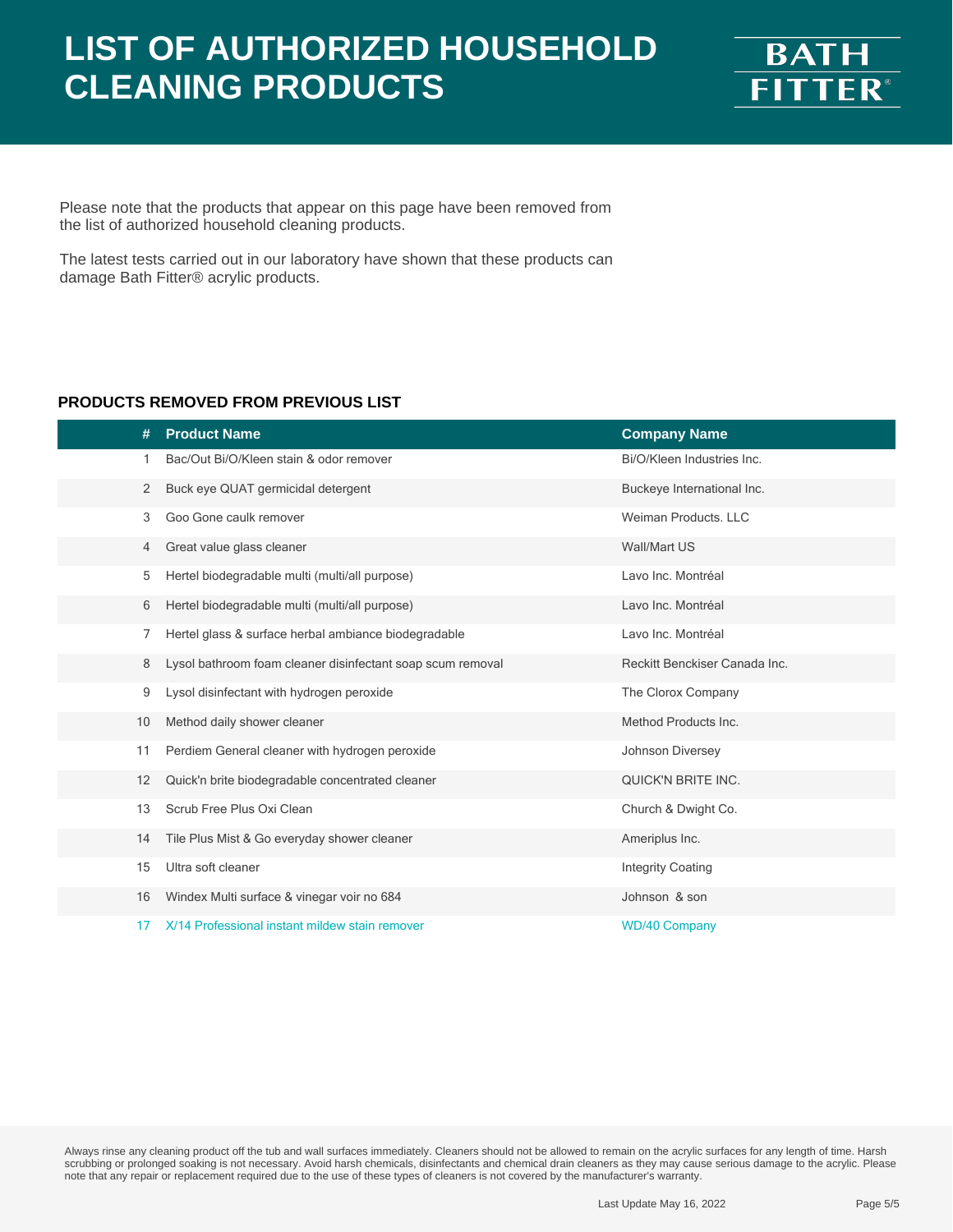# LIST OF AUTHORIZED HOUSEHOLD CLEANING PRODUCTS

BATH FITTER®

Please note that the products that appear on this page have been removed from the list of authorized household cleaning products.

The latest tests carried out in our laboratory have shown that these products can damage Bath Fitter® acrylic products.

### PRODUCTS REMOVED FROM PREVIOUS LIST

| # | Product Name | Company Name |
|---|---|---|
| 1 | Bac/Out Bi/O/Kleen stain & odor remover | Bi/O/Kleen Industries Inc. |
| 2 | Buck eye QUAT germicidal detergent | Buckeye International Inc. |
| 3 | Goo Gone caulk remover | Weiman Products. LLC |
| 4 | Great value glass cleaner | Wall/Mart US |
| 5 | Hertel biodegradable multi (multi/all purpose) | Lavo Inc. Montréal |
| 6 | Hertel biodegradable multi (multi/all purpose) | Lavo Inc. Montréal |
| 7 | Hertel glass & surface herbal ambiance biodegradable | Lavo Inc. Montréal |
| 8 | Lysol bathroom foam cleaner disinfectant soap scum removal | Reckitt Benckiser Canada Inc. |
| 9 | Lysol disinfectant with hydrogen peroxide | The Clorox Company |
| 10 | Method daily shower cleaner | Method Products Inc. |
| 11 | Perdiem General cleaner with hydrogen peroxide | Johnson Diversey |
| 12 | Quick'n brite biodegradable concentrated cleaner | QUICK'N BRITE INC. |
| 13 | Scrub Free Plus Oxi Clean | Church & Dwight Co. |
| 14 | Tile Plus Mist & Go everyday shower cleaner | Ameriplus Inc. |
| 15 | Ultra soft cleaner | Integrity Coating |
| 16 | Windex Multi surface & vinegar voir no 684 | Johnson & son |
| 17 | X/14 Professional instant mildew stain remover | WD/40 Company |

Always rinse any cleaning product off the tub and wall surfaces immediately. Cleaners should not be allowed to remain on the acrylic surfaces for any length of time. Harsh scrubbing or prolonged soaking is not necessary. Avoid harsh chemicals, disinfectants and chemical drain cleaners as they may cause serious damage to the acrylic. Please note that any repair or replacement required due to the use of these types of cleaners is not covered by the manufacturer's warranty.

Last Update May 16, 2022